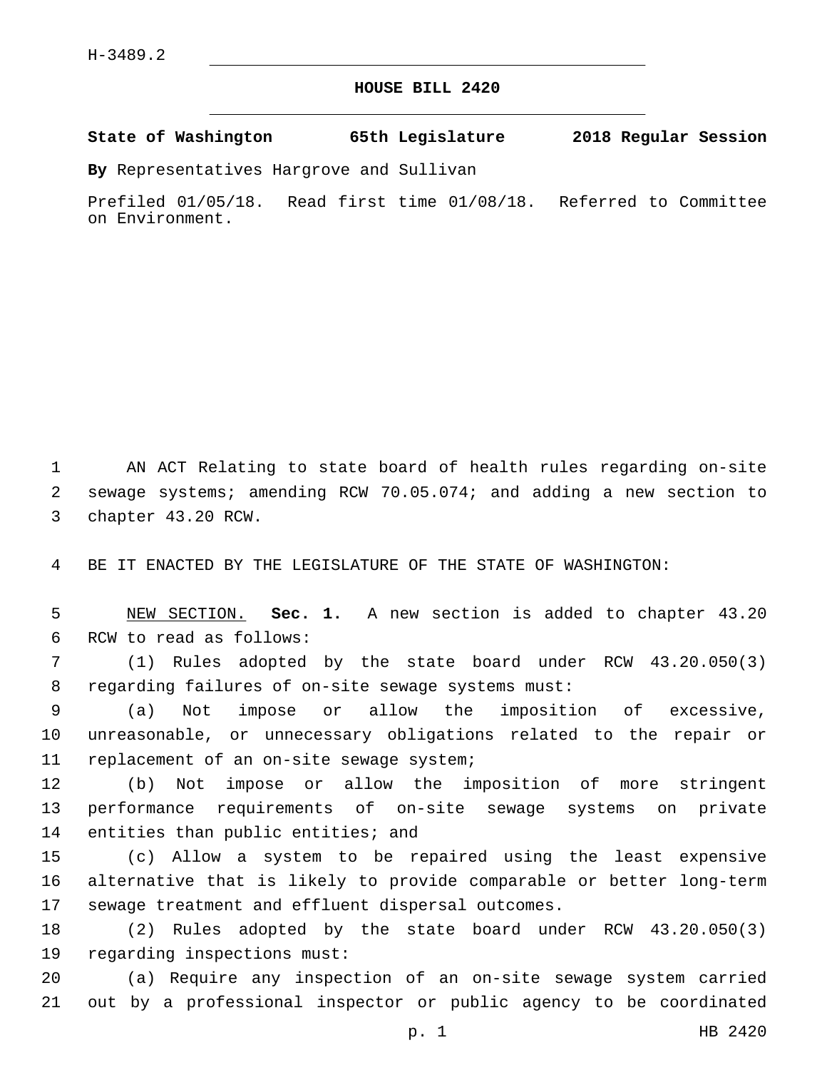H-3489.2

# HOUSE BILL 2420

**State of Washington 65th Legislature 2018 Regular Session**

**By** Representatives Hargrove and Sullivan

Prefiled 01/05/18. Read first time 01/08/18. Referred to Committee on Environment.

AN ACT Relating to state board of health rules regarding on-site sewage systems; amending RCW 70.05.074; and adding a new section to chapter 43.20 RCW.

BE IT ENACTED BY THE LEGISLATURE OF THE STATE OF WASHINGTON:

NEW SECTION. **Sec. 1.** A new section is added to chapter 43.20 RCW to read as follows:

(1) Rules adopted by the state board under RCW 43.20.050(3) regarding failures of on-site sewage systems must:

(a) Not impose or allow the imposition of excessive, unreasonable, or unnecessary obligations related to the repair or replacement of an on-site sewage system;

(b) Not impose or allow the imposition of more stringent performance requirements of on-site sewage systems on private entities than public entities; and

(c) Allow a system to be repaired using the least expensive alternative that is likely to provide comparable or better long-term sewage treatment and effluent dispersal outcomes.

(2) Rules adopted by the state board under RCW 43.20.050(3) regarding inspections must:

(a) Require any inspection of an on-site sewage system carried out by a professional inspector or public agency to be coordinated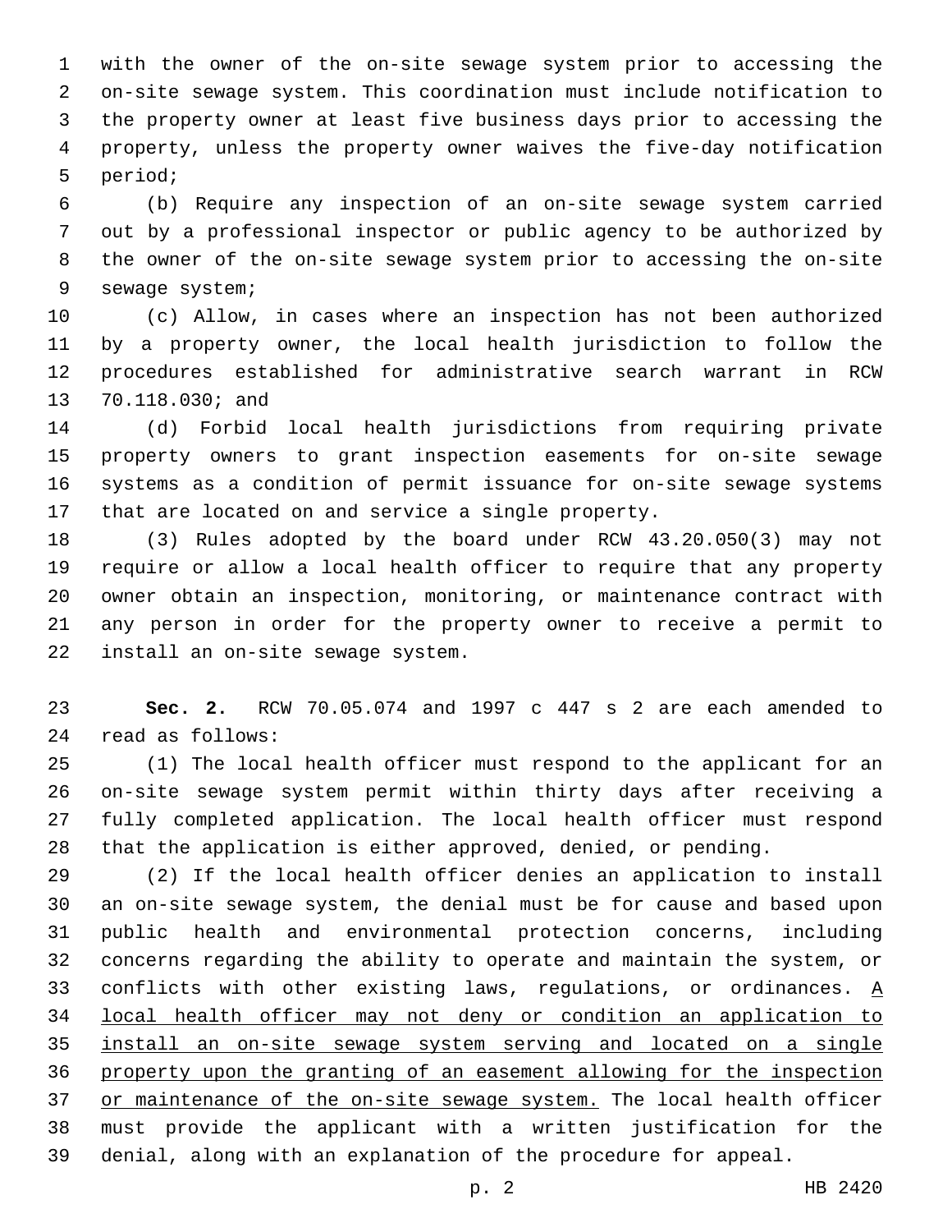with the owner of the on-site sewage system prior to accessing the on-site sewage system. This coordination must include notification to the property owner at least five business days prior to accessing the property, unless the property owner waives the five-day notification period;

(b) Require any inspection of an on-site sewage system carried out by a professional inspector or public agency to be authorized by the owner of the on-site sewage system prior to accessing the on-site sewage system;

(c) Allow, in cases where an inspection has not been authorized by a property owner, the local health jurisdiction to follow the procedures established for administrative search warrant in RCW 70.118.030; and

(d) Forbid local health jurisdictions from requiring private property owners to grant inspection easements for on-site sewage systems as a condition of permit issuance for on-site sewage systems that are located on and service a single property.

(3) Rules adopted by the board under RCW 43.20.050(3) may not require or allow a local health officer to require that any property owner obtain an inspection, monitoring, or maintenance contract with any person in order for the property owner to receive a permit to install an on-site sewage system.

**Sec. 2.** RCW 70.05.074 and 1997 c 447 s 2 are each amended to read as follows:

(1) The local health officer must respond to the applicant for an on-site sewage system permit within thirty days after receiving a fully completed application. The local health officer must respond that the application is either approved, denied, or pending.

(2) If the local health officer denies an application to install an on-site sewage system, the denial must be for cause and based upon public health and environmental protection concerns, including concerns regarding the ability to operate and maintain the system, or conflicts with other existing laws, regulations, or ordinances. <u>A local health officer may not deny or condition an application to install an on-site sewage system serving and located on a single property upon the granting of an easement allowing for the inspection or maintenance of the on-site sewage system.</u> The local health officer must provide the applicant with a written justification for the denial, along with an explanation of the procedure for appeal.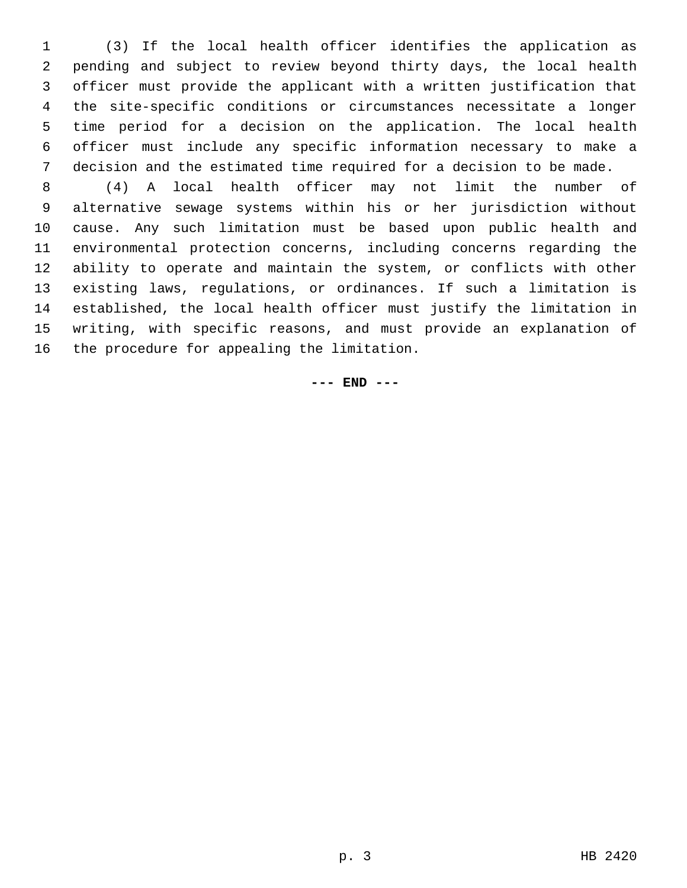(3) If the local health officer identifies the application as pending and subject to review beyond thirty days, the local health officer must provide the applicant with a written justification that the site-specific conditions or circumstances necessitate a longer time period for a decision on the application. The local health officer must include any specific information necessary to make a decision and the estimated time required for a decision to be made.

(4) A local health officer may not limit the number of alternative sewage systems within his or her jurisdiction without cause. Any such limitation must be based upon public health and environmental protection concerns, including concerns regarding the ability to operate and maintain the system, or conflicts with other existing laws, regulations, or ordinances. If such a limitation is established, the local health officer must justify the limitation in writing, with specific reasons, and must provide an explanation of the procedure for appealing the limitation.

**--- END ---**